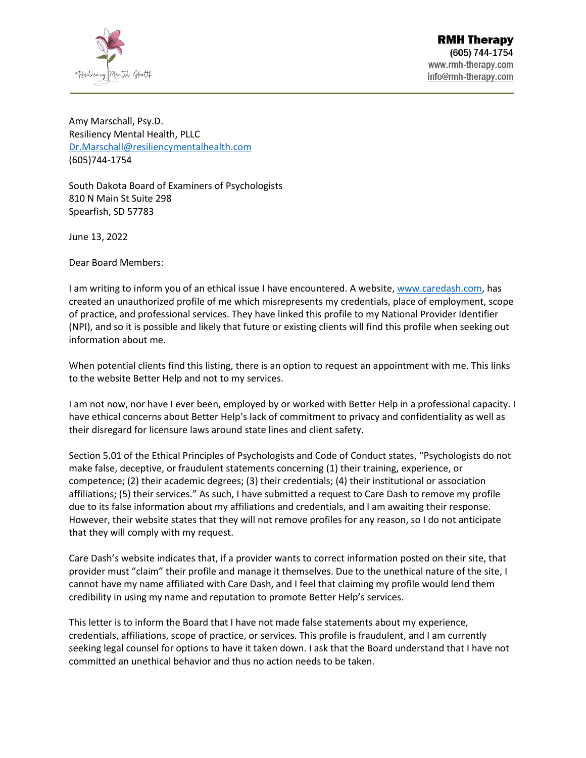**RMH Therapy**
(605) 744-1754
www.rmh-therapy.com
info@rmh-therapy.com

Amy Marschall, Psy.D.
Resiliency Mental Health, PLLC
Dr.Marschall@resiliencymentalhealth.com
(605)744-1754

South Dakota Board of Examiners of Psychologists
810 N Main St Suite 298
Spearfish, SD 57783

June 13, 2022

Dear Board Members:

I am writing to inform you of an ethical issue I have encountered. A website, www.caredash.com, has created an unauthorized profile of me which misrepresents my credentials, place of employment, scope of practice, and professional services. They have linked this profile to my National Provider Identifier (NPI), and so it is possible and likely that future or existing clients will find this profile when seeking out information about me.

When potential clients find this listing, there is an option to request an appointment with me. This links to the website Better Help and not to my services.

I am not now, nor have I ever been, employed by or worked with Better Help in a professional capacity. I have ethical concerns about Better Help's lack of commitment to privacy and confidentiality as well as their disregard for licensure laws around state lines and client safety.

Section 5.01 of the Ethical Principles of Psychologists and Code of Conduct states, "Psychologists do not make false, deceptive, or fraudulent statements concerning (1) their training, experience, or competence; (2) their academic degrees; (3) their credentials; (4) their institutional or association affiliations; (5) their services." As such, I have submitted a request to Care Dash to remove my profile due to its false information about my affiliations and credentials, and I am awaiting their response. However, their website states that they will not remove profiles for any reason, so I do not anticipate that they will comply with my request.

Care Dash's website indicates that, if a provider wants to correct information posted on their site, that provider must "claim" their profile and manage it themselves. Due to the unethical nature of the site, I cannot have my name affiliated with Care Dash, and I feel that claiming my profile would lend them credibility in using my name and reputation to promote Better Help's services.

This letter is to inform the Board that I have not made false statements about my experience, credentials, affiliations, scope of practice, or services. This profile is fraudulent, and I am currently seeking legal counsel for options to have it taken down. I ask that the Board understand that I have not committed an unethical behavior and thus no action needs to be taken.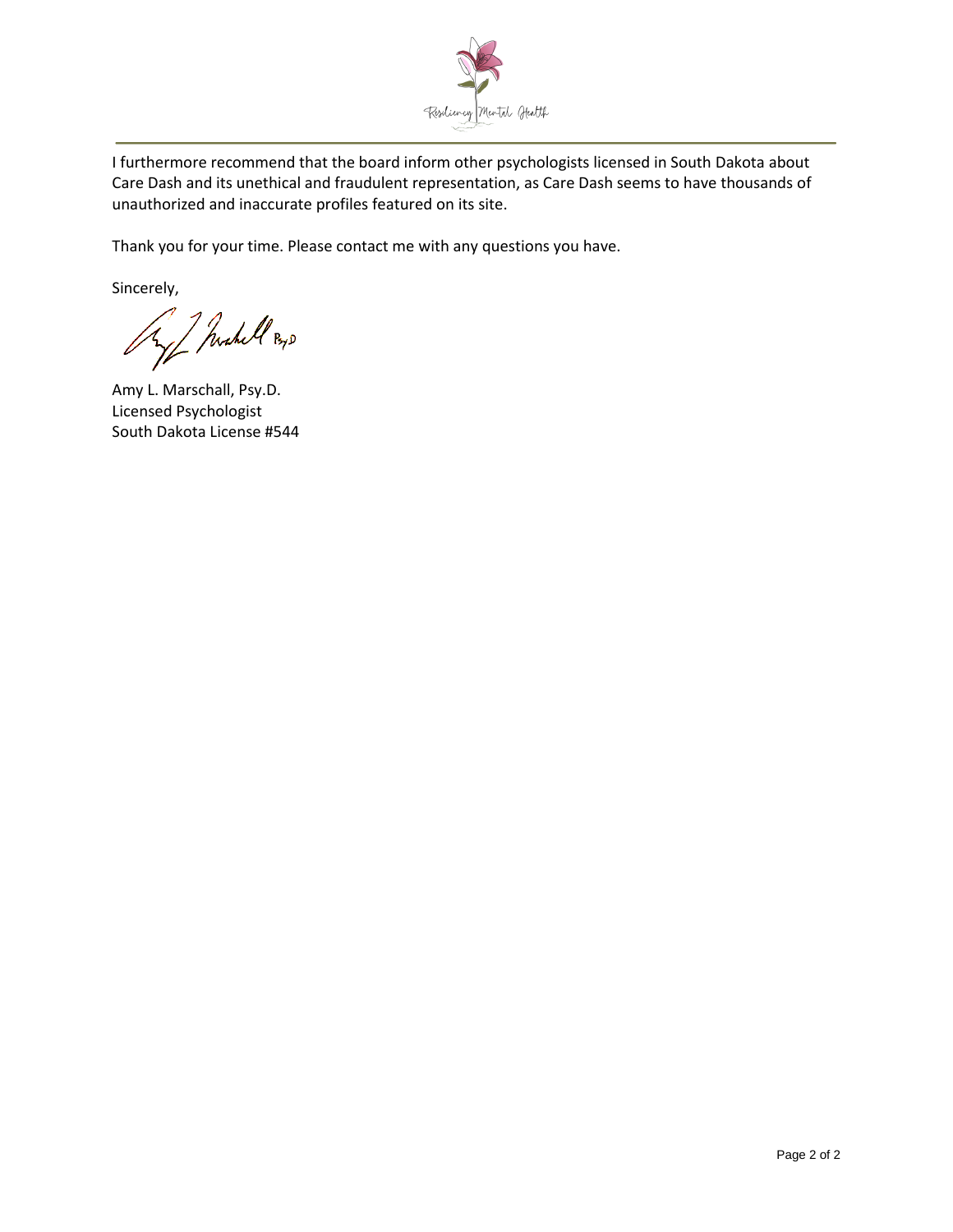I furthermore recommend that the board inform other psychologists licensed in South Dakota about Care Dash and its unethical and fraudulent representation, as Care Dash seems to have thousands of unauthorized and inaccurate profiles featured on its site.

Thank you for your time. Please contact me with any questions you have.

Sincerely,

Amy L. Marschall, Psy.D.
Licensed Psychologist
South Dakota License #544